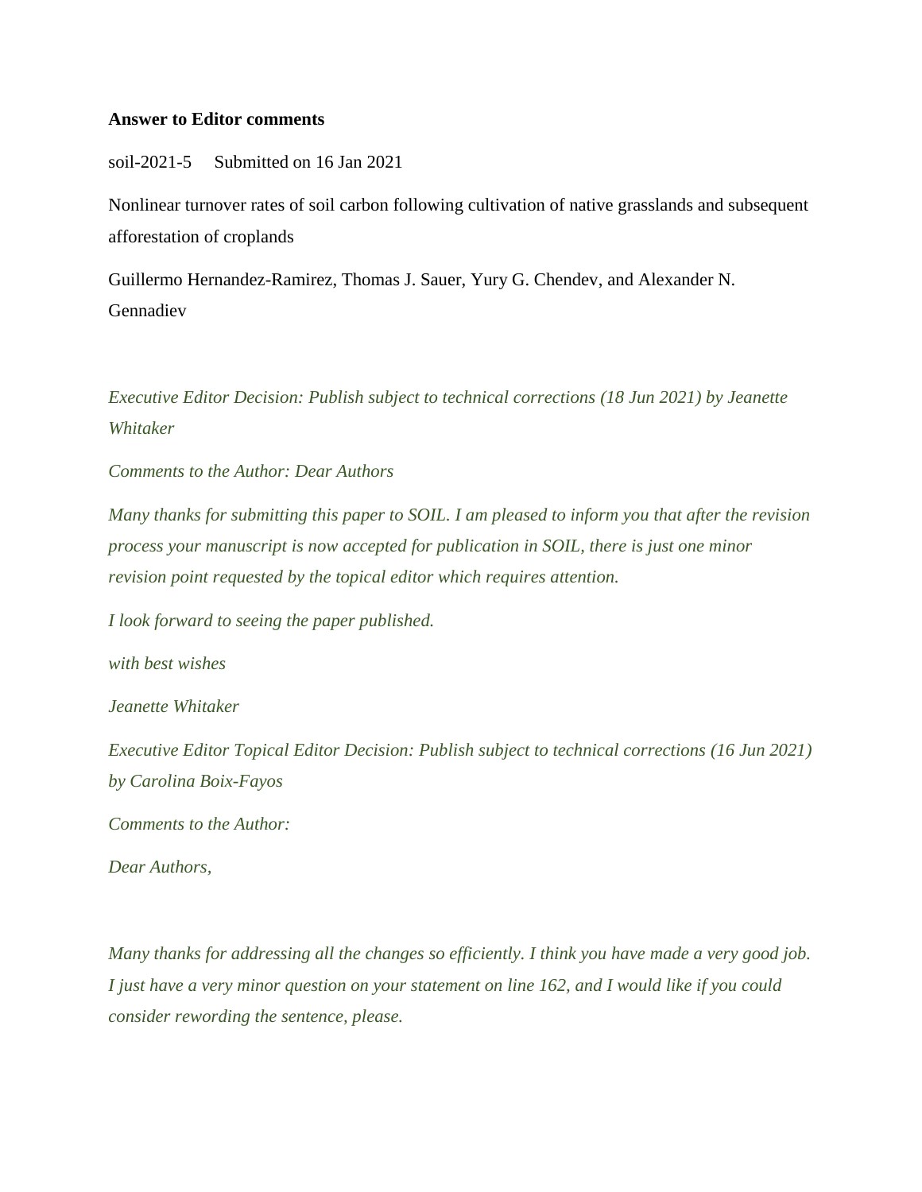**Answer to Editor comments**

soil-2021-5 Submitted on 16 Jan 2021

Nonlinear turnover rates of soil carbon following cultivation of native grasslands and subsequent afforestation of croplands

Guillermo Hernandez-Ramirez, Thomas J. Sauer, Yury G. Chendev, and Alexander N. Gennadiev

*Executive Editor Decision: Publish subject to technical corrections (18 Jun 2021) by Jeanette Whitaker*

*Comments to the Author: Dear Authors*

*Many thanks for submitting this paper to SOIL. I am pleased to inform you that after the revision process your manuscript is now accepted for publication in SOIL, there is just one minor revision point requested by the topical editor which requires attention.*

*I look forward to seeing the paper published.*

*with best wishes*

*Jeanette Whitaker*

*Executive Editor Topical Editor Decision: Publish subject to technical corrections (16 Jun 2021) by Carolina Boix-Fayos*

*Comments to the Author:*

*Dear Authors,*

*Many thanks for addressing all the changes so efficiently. I think you have made a very good job. I just have a very minor question on your statement on line 162, and I would like if you could consider rewording the sentence, please.*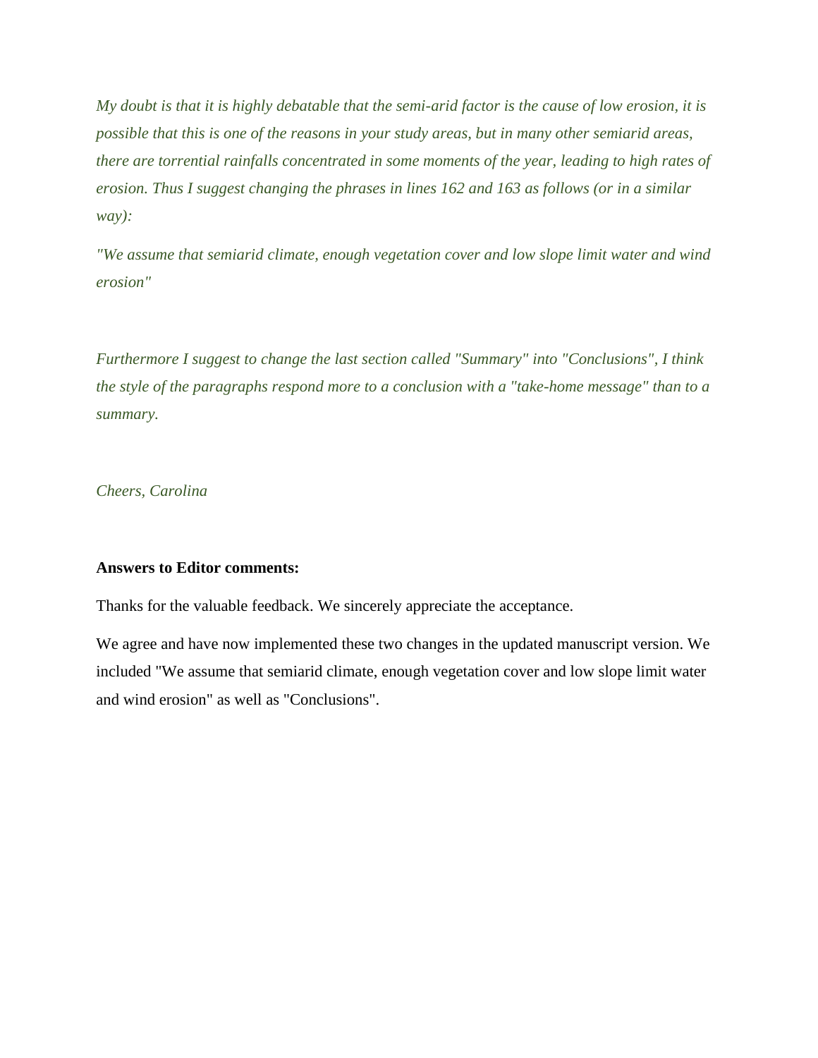*My doubt is that it is highly debatable that the semi-arid factor is the cause of low erosion, it is possible that this is one of the reasons in your study areas, but in many other semiarid areas, there are torrential rainfalls concentrated in some moments of the year, leading to high rates of erosion. Thus I suggest changing the phrases in lines 162 and 163 as follows (or in a similar way):*

*"We assume that semiarid climate, enough vegetation cover and low slope limit water and wind erosion"*

*Furthermore I suggest to change the last section called "Summary" into "Conclusions", I think the style of the paragraphs respond more to a conclusion with a "take-home message" than to a summary.*

*Cheers, Carolina*

**Answers to Editor comments:**

Thanks for the valuable feedback. We sincerely appreciate the acceptance.

We agree and have now implemented these two changes in the updated manuscript version. We included "We assume that semiarid climate, enough vegetation cover and low slope limit water and wind erosion" as well as "Conclusions".